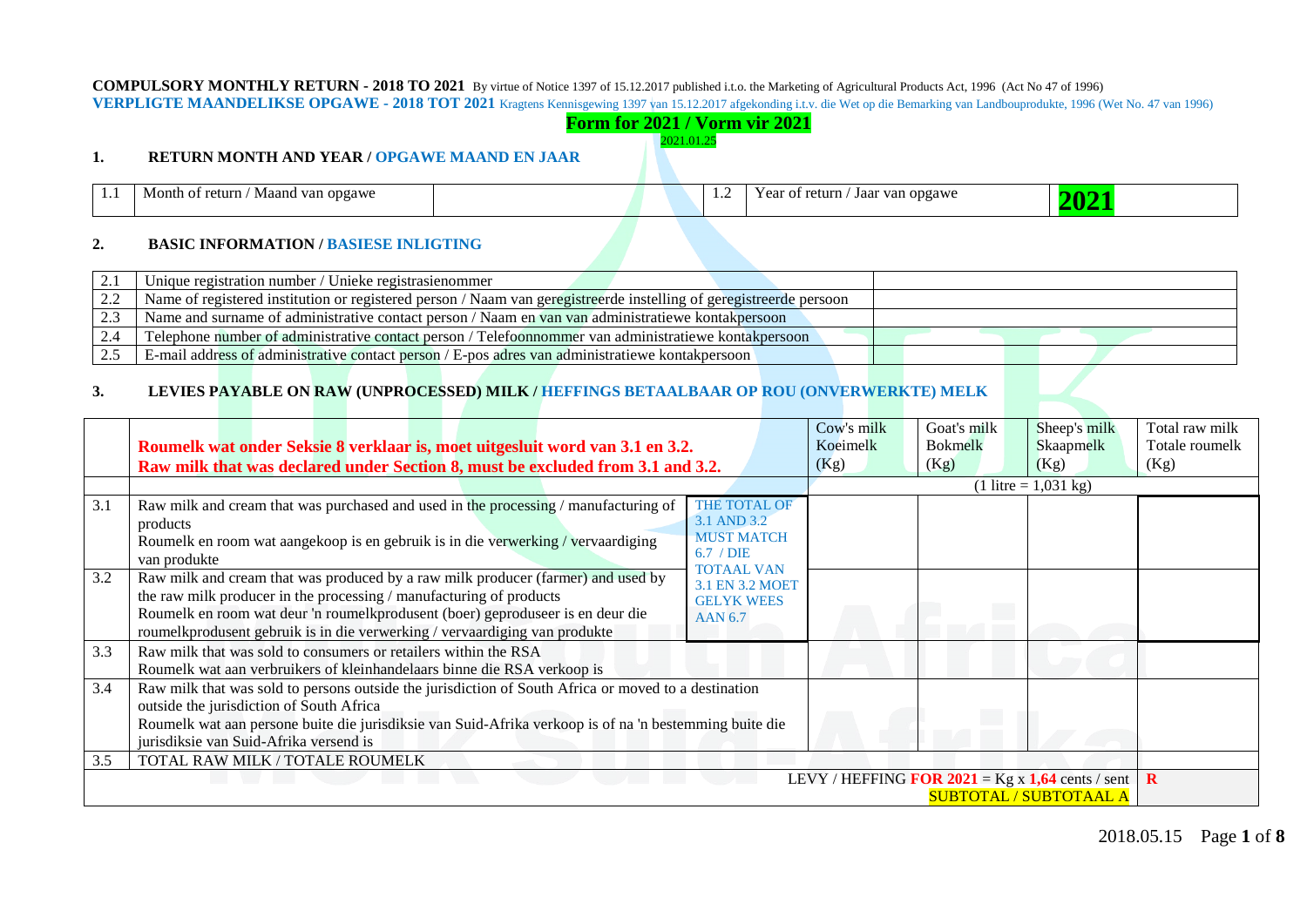**COMPULSORY MONTHLY RETURN - 2018 TO 2021** By virtue of Notice 1397 of 15.12.2017 published i.t.o. the Marketing of Agricultural Products Act, 1996 (Act No 47 of 1996)
**VERPLIGTE MAANDELIKSE OPGAWE - 2018 TOT 2021** Kragtens Kennisgewing 1397 van 15.12.2017 afgekonding i.t.v. die Wet op die Bemarking van Landbouprodukte, 1996 (Wet No. 47 van 1996)

**Form for 2021 / Vorm vir 2021**

2021.01.25

## 1. RETURN MONTH AND YEAR / OPGAWE MAAND EN JAAR

| | | | | | |
|---|---|---|---|---|---|
| 1.1 | Month of return / Maand van opgawe | | 1.2 | Year of return / Jaar van opgawe | **2021** |

## 2. BASIC INFORMATION / BASIESE INLIGTING

| | | |
|---|---|---|
| 2.1 | Unique registration number / Unieke registrasienommer | |
| 2.2 | Name of registered institution or registered person / Naam van geregistreerde instelling of geregistreerde persoon | |
| 2.3 | Name and surname of administrative contact person / Naam en van van administratiewe kontakpersoon | |
| 2.4 | Telephone number of administrative contact person / Telefoonnommer van administratiewe kontakpersoon | |
| 2.5 | E-mail address of administrative contact person / E-pos adres van administratiewe kontakpersoon | |

## 3. LEVIES PAYABLE ON RAW (UNPROCESSED) MILK / HEFFINGS BETAALBAAR OP ROU (ONVERWERKTE) MELK

| | **Roumelk wat onder Seksie 8 verklaar is, moet uitgesluit word van 3.1 en 3.2.** **Raw milk that was declared under Section 8, must be excluded from 3.1 and 3.2.** | | Cow's milk Koeimelk (Kg) | Goat's milk Bokmelk (Kg) | Sheep's milk Skaapmelk (Kg) | Total raw milk Totale roumelk (Kg) |
|---|---|---|---|---|---|---|
| | | | (1 litre = 1,031 kg) | | | |
| 3.1 | Raw milk and cream that was purchased and used in the processing / manufacturing of products<br>Roumelk en room wat aangekoop is en gebruik is in die verwerking / vervaardiging van produkte | THE TOTAL OF 3.1 AND 3.2 MUST MATCH 6.7 / DIE TOTAAL VAN 3.1 EN 3.2 MOET GELYK WEES AAN 6.7 | | | | |
| 3.2 | Raw milk and cream that was produced by a raw milk producer (farmer) and used by the raw milk producer in the processing / manufacturing of products<br>Roumelk en room wat deur 'n roumelkprodusent (boer) geproduseer is en deur die roumelkprodusent gebruik is in die verwerking / vervaardiging van produkte | | | | | |
| 3.3 | Raw milk that was sold to consumers or retailers within the RSA<br>Roumelk wat aan verbruikers of kleinhandelaars binne die RSA verkoop is | | | | | |
| 3.4 | Raw milk that was sold to persons outside the jurisdiction of South Africa or moved to a destination outside the jurisdiction of South Africa<br>Roumelk wat aan persone buite die jurisdiksie van Suid-Afrika verkoop is of na 'n bestemming buite die jurisdiksie van Suid-Afrika versend is | | | | | |
| 3.5 | TOTAL RAW MILK / TOTALE ROUMELK | | | | | |
| | LEVY / HEFFING **FOR 2021** = Kg x **1,64** cents / sent<br>SUBTOTAL / SUBTOTAAL A | | | | | **R** |

2018.05.15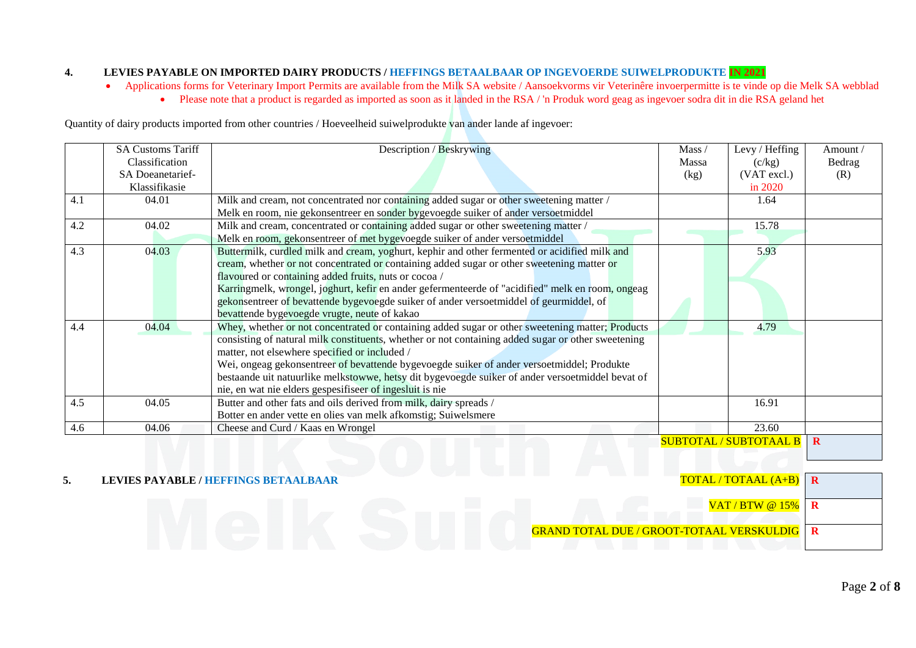## 4. LEVIES PAYABLE ON IMPORTED DAIRY PRODUCTS / HEFFINGS BETAALBAAR OP INGEVOERDE SUIWELPRODUKTE IN 2021

- Applications forms for Veterinary Import Permits are available from the Milk SA website / Aansoekvorms vir Veterinêre invoerpermitte is te vinde op die Melk SA webblad
  - Please note that a product is regarded as imported as soon as it landed in the RSA / 'n Produk word geag as ingevoer sodra dit in die RSA geland het

Quantity of dairy products imported from other countries / Hoeveelheid suiwelprodukte van ander lande af ingevoer:

| | SA Customs Tariff Classification SA Doeanetarief-Klassifikasie | Description / Beskrywing | Mass / Massa (kg) | Levy / Heffing (c/kg) (VAT excl.) in 2020 | Amount / Bedrag (R) |
|---|---|---|---|---|---|
| 4.1 | 04.01 | Milk and cream, not concentrated nor containing added sugar or other sweetening matter / Melk en room, nie gekonsentreer en sonder bygevoegde suiker of ander versoetmiddel | | 1.64 | |
| 4.2 | 04.02 | Milk and cream, concentrated or containing added sugar or other sweetening matter / Melk en room, gekonsentreer of met bygevoegde suiker of ander versoetmiddel | | 15.78 | |
| 4.3 | 04.03 | Buttermilk, curdled milk and cream, yoghurt, kephir and other fermented or acidified milk and cream, whether or not concentrated or containing added sugar or other sweetening matter or flavoured or containing added fruits, nuts or cocoa / Karringmelk, wrongel, joghurt, kefir en ander gefermenteerde of "acidified" melk en room, ongeag gekonsentreer of bevattende bygevoegde suiker of ander versoetmiddel of geurmiddel, of bevattende bygevoegde vrugte, neute of kakao | | 5.93 | |
| 4.4 | 04.04 | Whey, whether or not concentrated or containing added sugar or other sweetening matter; Products consisting of natural milk constituents, whether or not containing added sugar or other sweetening matter, not elsewhere specified or included / Wei, ongeag gekonsentreer of bevattende bygevoegde suiker of ander versoetmiddel; Produkte bestaande uit natuurlike melkstowwe, hetsy dit bygevoegde suiker of ander versoetmiddel bevat of nie, en wat nie elders gespesifiseer of ingesluit is nie | | 4.79 | |
| 4.5 | 04.05 | Butter and other fats and oils derived from milk, dairy spreads / Botter en ander vette en olies van melk afkomstig; Suiwelsmere | | 16.91 | |
| 4.6 | 04.06 | Cheese and Curd / Kaas en Wrongel | | 23.60 | |
| | | | | SUBTOTAL / SUBTOTAAL B | R |

## 5. LEVIES PAYABLE / HEFFINGS BETAALBAAR

| | |
|---|---|
| TOTAL / TOTAAL (A+B) | R |
| VAT / BTW @ 15% | R |
| GRAND TOTAL DUE / GROOT-TOTAAL VERSKULDIG | R |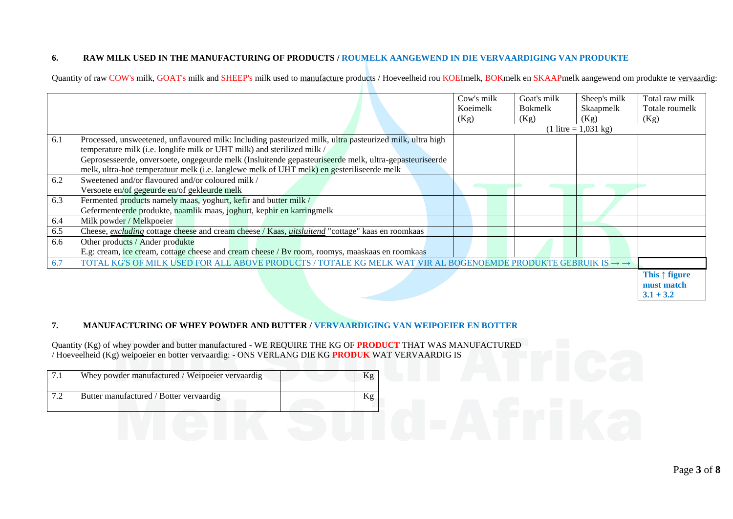### 6. RAW MILK USED IN THE MANUFACTURING OF PRODUCTS / ROUMELK AANGEWEND IN DIE VERVAARDIGING VAN PRODUKTE

Quantity of raw COW's milk, GOAT's milk and SHEEP's milk used to manufacture products / Hoeveelheid rou KOEImelk, BOKmelk en SKAAPmelk aangewend om produkte te vervaardig:

| | | Cow's milk Koeimelk (Kg) | Goat's milk Bokmelk (Kg) | Sheep's milk Skaapmelk (Kg) | Total raw milk Totale roumelk (Kg) |
|---|---|---|---|---|---|
| | | (1 litre = 1,031 kg) | | | |
| 6.1 | Processed, unsweetened, unflavoured milk: Including pasteurized milk, ultra pasteurized milk, ultra high temperature milk (i.e. longlife milk or UHT milk) and sterilized milk / Geprosesseerde, onversoete, ongegeurde melk (Insluitende gepasteuriseerde melk, ultra-gepasteuriseerde melk, ultra-hoë temperatuur melk (i.e. langlewe melk of UHT melk) en gesteriliseerde melk | | | | |
| 6.2 | Sweetened and/or flavoured and/or coloured milk / Versoete en/of gegeurde en/of gekleurde melk | | | | |
| 6.3 | Fermented products namely maas, yoghurt, kefir and butter milk / Gefermenteerde produkte, naamlik maas, joghurt, kephir en karringmelk | | | | |
| 6.4 | Milk powder / Melkpoeier | | | | |
| 6.5 | Cheese, *excluding* cottage cheese and cream cheese / Kaas, *uitsluitend* "cottage" kaas en roomkaas | | | | |
| 6.6 | Other products / Ander produkte E.g: cream, ice cream, cottage cheese and cream cheese / Bv room, roomys, maaskaas en roomkaas | | | | |
| 6.7 | TOTAL KG'S OF MILK USED FOR ALL ABOVE PRODUCTS / TOTALE KG MELK WAT VIR AL BOGENOEMDE PRODUKTE GEBRUIK IS → → | | | | |
| | | | | | **This ↑ figure must match 3.1 + 3.2** |

### 7. MANUFACTURING OF WHEY POWDER AND BUTTER / VERVAARDIGING VAN WEIPOEIER EN BOTTER

Quantity (Kg) of whey powder and butter manufactured - WE REQUIRE THE KG OF **PRODUCT** THAT WAS MANUFACTURED / Hoeveelheid (Kg) weipoeier en botter vervaardig: - ONS VERLANG DIE KG **PRODUK** WAT VERVAARDIG IS

| | | | |
|---|---|---|---|
| 7.1 | Whey powder manufactured / Weipoeier vervaardig | | Kg |
| 7.2 | Butter manufactured / Botter vervaardig | | Kg |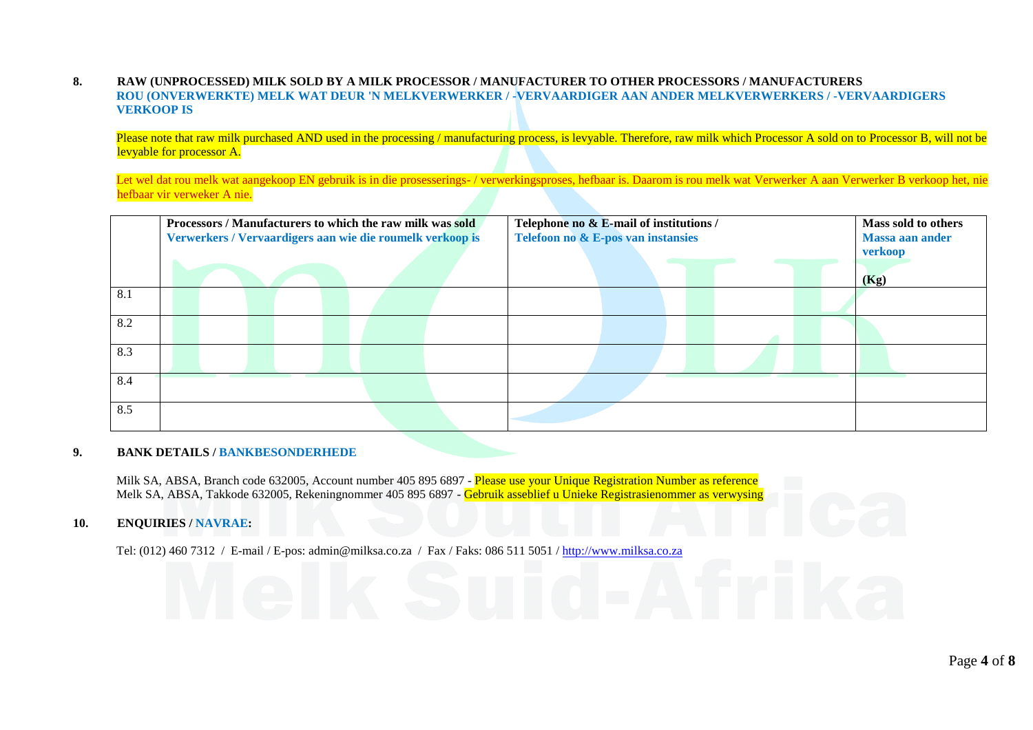## 8. RAW (UNPROCESSED) MILK SOLD BY A MILK PROCESSOR / MANUFACTURER TO OTHER PROCESSORS / MANUFACTURERS
**ROU (ONVERWERKTE) MELK WAT DEUR 'N MELKVERWERKER / -VERVAARDIGER AAN ANDER MELKVERWERKERS / -VERVAARDIGERS VERKOOP IS**

Please note that raw milk purchased AND used in the processing / manufacturing process, is levyable. Therefore, raw milk which Processor A sold on to Processor B, will not be levyable for processor A.

Let wel dat rou melk wat aangekoop EN gebruik is in die prosesserings- / verwerkingsproses, hefbaar is. Daarom is rou melk wat Verwerker A aan Verwerker B verkoop het, nie hefbaar vir verweker A nie.

| | Processors / Manufacturers to which the raw milk was sold<br>Verwerkers / Vervaardigers aan wie die roumelk verkoop is | Telephone no & E-mail of institutions /<br>Telefoon no & E-pos van instansies | Mass sold to others<br>Massa aan ander verkoop<br><br>(Kg) |
|---|---|---|---|
| 8.1 | | | |
| 8.2 | | | |
| 8.3 | | | |
| 8.4 | | | |
| 8.5 | | | |

## 9. BANK DETAILS / BANKBESONDERHEDE

Milk SA, ABSA, Branch code 632005, Account number 405 895 6897 - Please use your Unique Registration Number as reference
Melk SA, ABSA, Takkode 632005, Rekeningnommer 405 895 6897 - Gebruik asseblief u Unieke Registrasienommer as verwysing

## 10. ENQUIRIES / NAVRAE:

Tel: (012) 460 7312 / E-mail / E-pos: admin@milksa.co.za / Fax / Faks: 086 511 5051 / http://www.milksa.co.za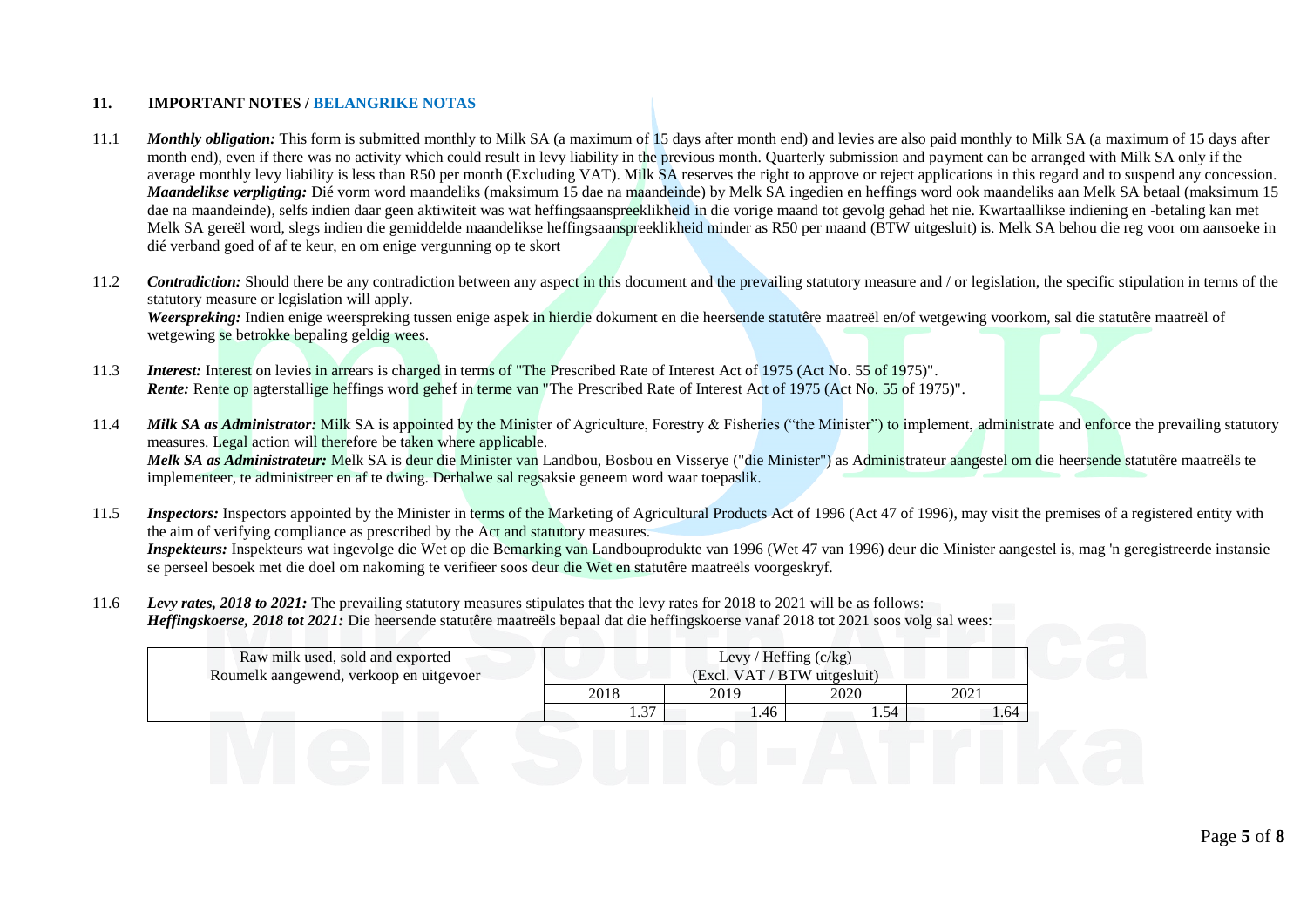## 11. IMPORTANT NOTES / BELANGRIKE NOTAS

11.1 ***Monthly obligation:*** This form is submitted monthly to Milk SA (a maximum of 15 days after month end) and levies are also paid monthly to Milk SA (a maximum of 15 days after month end), even if there was no activity which could result in levy liability in the previous month. Quarterly submission and payment can be arranged with Milk SA only if the average monthly levy liability is less than R50 per month (Excluding VAT). Milk SA reserves the right to approve or reject applications in this regard and to suspend any concession.
***Maandelikse verpligting:*** Dié vorm word maandeliks (maksimum 15 dae na maandeinde) by Melk SA ingedien en heffings word ook maandeliks aan Melk SA betaal (maksimum 15 dae na maandeinde), selfs indien daar geen aktiwiteit was wat heffingsaanspreeklikheid in die vorige maand tot gevolg gehad het nie. Kwartaallikse indiening en -betaling kan met Melk SA gereël word, slegs indien die gemiddelde maandelikse heffingsaanspreeklikheid minder as R50 per maand (BTW uitgesluit) is. Melk SA behou die reg voor om aansoeke in dié verband goed of af te keur, en om enige vergunning op te skort

11.2 ***Contradiction:*** Should there be any contradiction between any aspect in this document and the prevailing statutory measure and / or legislation, the specific stipulation in terms of the statutory measure or legislation will apply.
***Weerspreking:*** Indien enige weerspreking tussen enige aspek in hierdie dokument en die heersende statutêre maatreël en/of wetgewing voorkom, sal die statutêre maatreël of wetgewing se betrokke bepaling geldig wees.

11.3 ***Interest:*** Interest on levies in arrears is charged in terms of "The Prescribed Rate of Interest Act of 1975 (Act No. 55 of 1975)".
***Rente:*** Rente op agterstallige heffings word gehef in terme van "The Prescribed Rate of Interest Act of 1975 (Act No. 55 of 1975)".

11.4 ***Milk SA as Administrator:*** Milk SA is appointed by the Minister of Agriculture, Forestry & Fisheries ("the Minister") to implement, administrate and enforce the prevailing statutory measures. Legal action will therefore be taken where applicable.
***Melk SA as Administrateur:*** Melk SA is deur die Minister van Landbou, Bosbou en Visserye ("die Minister") as Administrateur aangestel om die heersende statutêre maatreëls te implementeer, te administreer en af te dwing. Derhalwe sal regsaksie geneem word waar toepaslik.

11.5 ***Inspectors:*** Inspectors appointed by the Minister in terms of the Marketing of Agricultural Products Act of 1996 (Act 47 of 1996), may visit the premises of a registered entity with the aim of verifying compliance as prescribed by the Act and statutory measures.
***Inspekteurs:*** Inspekteurs wat ingevolge die Wet op die Bemarking van Landbouprodukte van 1996 (Wet 47 van 1996) deur die Minister aangestel is, mag 'n geregistreerde instansie se perseel besoek met die doel om nakoming te verifieer soos deur die Wet en statutêre maatreëls voorgeskryf.

11.6 ***Levy rates, 2018 to 2021:*** The prevailing statutory measures stipulates that the levy rates for 2018 to 2021 will be as follows:
***Heffingskoerse, 2018 tot 2021:*** Die heersende statutêre maatreëls bepaal dat die heffingskoerse vanaf 2018 tot 2021 soos volg sal wees:

| Raw milk used, sold and exported<br>Roumelk aangewend, verkoop en uitgevoer | Levy / Heffing (c/kg)<br>(Excl. VAT / BTW uitgesluit) | | | |
|---|---|---|---|---|
| | 2018 | 2019 | 2020 | 2021 |
| | 1.37 | 1.46 | 1.54 | 1.64 |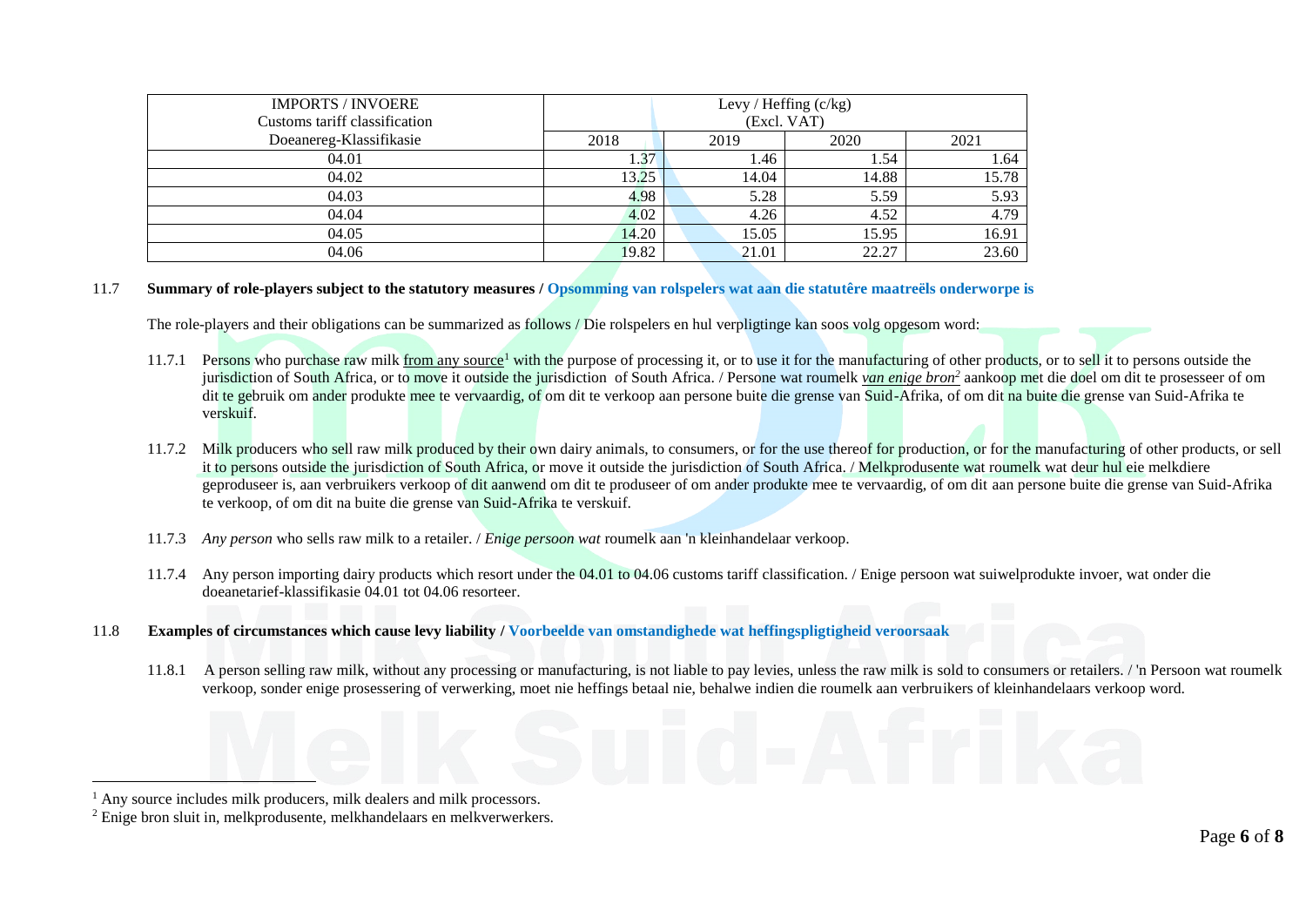| IMPORTS / INVOERE Customs tariff classification Doeanereg-Klassifikasie | Levy / Heffing (c/kg) (Excl. VAT) | | | |
|---|---|---|---|---|
| | 2018 | 2019 | 2020 | 2021 |
| 04.01 | 1.37 | 1.46 | 1.54 | 1.64 |
| 04.02 | 13.25 | 14.04 | 14.88 | 15.78 |
| 04.03 | 4.98 | 5.28 | 5.59 | 5.93 |
| 04.04 | 4.02 | 4.26 | 4.52 | 4.79 |
| 04.05 | 14.20 | 15.05 | 15.95 | 16.91 |
| 04.06 | 19.82 | 21.01 | 22.27 | 23.60 |

### 11.7 Summary of role-players subject to the statutory measures / Opsomming van rolspelers wat aan die statutêre maatreëls onderworpe is

The role-players and their obligations can be summarized as follows / Die rolspelers en hul verpligtinge kan soos volg opgesom word:

11.7.1 Persons who purchase raw milk from any source[1] with the purpose of processing it, or to use it for the manufacturing of other products, or to sell it to persons outside the jurisdiction of South Africa, or to move it outside the jurisdiction of South Africa. / Persone wat roumelk *van enige bron*[2] aankoop met die doel om dit te prosesseer of om dit te gebruik om ander produkte mee te vervaardig, of om dit te verkoop aan persone buite die grense van Suid-Afrika, of om dit na buite die grense van Suid-Afrika te verskuif.

11.7.2 Milk producers who sell raw milk produced by their own dairy animals, to consumers, or for the use thereof for production, or for the manufacturing of other products, or sell it to persons outside the jurisdiction of South Africa, or move it outside the jurisdiction of South Africa. / Melkprodusente wat roumelk wat deur hul eie melkdiere geproduseer is, aan verbruikers verkoop of dit aanwend om dit te produseer of om ander produkte mee te vervaardig, of om dit aan persone buite die grense van Suid-Afrika te verkoop, of om dit na buite die grense van Suid-Afrika te verskuif.

11.7.3 *Any person* who sells raw milk to a retailer. / *Enige persoon wat* roumelk aan 'n kleinhandelaar verkoop.

11.7.4 Any person importing dairy products which resort under the 04.01 to 04.06 customs tariff classification. / Enige persoon wat suiwelprodukte invoer, wat onder die doeanetarief-klassifikasie 04.01 tot 04.06 resorteer.

### 11.8 Examples of circumstances which cause levy liability / Voorbeelde van omstandighede wat heffingspligtigheid veroorsaak

11.8.1 A person selling raw milk, without any processing or manufacturing, is not liable to pay levies, unless the raw milk is sold to consumers or retailers. / 'n Persoon wat roumelk verkoop, sonder enige prosessering of verwerking, moet nie heffings betaal nie, behalwe indien die roumelk aan verbruikers of kleinhandelaars verkoop word.

---

[1] Any source includes milk producers, milk dealers and milk processors.

[2] Enige bron sluit in, melkprodusente, melkhandelaars en melkverwerkers.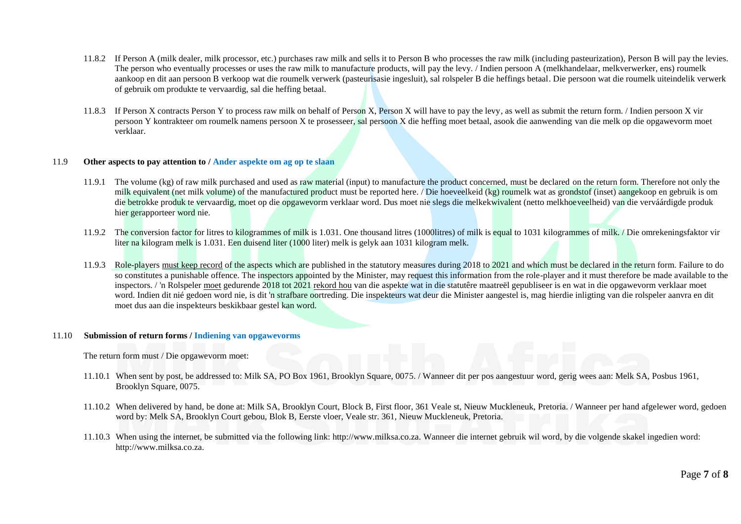11.8.2 If Person A (milk dealer, milk processor, etc.) purchases raw milk and sells it to Person B who processes the raw milk (including pasteurization), Person B will pay the levies. The person who eventually processes or uses the raw milk to manufacture products, will pay the levy. / Indien persoon A (melkhandelaar, melkverwerker, ens) roumelk aankoop en dit aan persoon B verkoop wat die roumelk verwerk (pasteurisasie ingesluit), sal rolspeler B die heffings betaal. Die persoon wat die roumelk uiteindelik verwerk of gebruik om produkte te vervaardig, sal die heffing betaal.

11.8.3 If Person X contracts Person Y to process raw milk on behalf of Person X, Person X will have to pay the levy, as well as submit the return form. / Indien persoon X vir persoon Y kontrakteer om roumelk namens persoon X te prosesseer, sal persoon X die heffing moet betaal, asook die aanwending van die melk op die opgawevorm moet verklaar.

## 11.9 Other aspects to pay attention to / Ander aspekte om ag op te slaan

11.9.1 The volume (kg) of raw milk purchased and used as raw material (input) to manufacture the product concerned, must be declared on the return form. Therefore not only the milk equivalent (net milk volume) of the manufactured product must be reported here. / Die hoeveelkeid (kg) roumelk wat as grondstof (inset) aangekoop en gebruik is om die betrokke produk te vervaardig, moet op die opgawevorm verklaar word. Dus moet nie slegs die melkekwivalent (netto melkhoeveelheid) van die verváárdigde produk hier gerapporteer word nie.

11.9.2 The conversion factor for litres to kilogrammes of milk is 1.031. One thousand litres (1000litres) of milk is equal to 1031 kilogrammes of milk. / Die omrekeningsfaktor vir liter na kilogram melk is 1.031. Een duisend liter (1000 liter) melk is gelyk aan 1031 kilogram melk.

11.9.3 Role-players must keep record of the aspects which are published in the statutory measures during 2018 to 2021 and which must be declared in the return form. Failure to do so constitutes a punishable offence. The inspectors appointed by the Minister, may request this information from the role-player and it must therefore be made available to the inspectors. / 'n Rolspeler moet gedurende 2018 tot 2021 rekord hou van die aspekte wat in die statutêre maatreël gepubliseer is en wat in die opgawevorm verklaar moet word. Indien dit nié gedoen word nie, is dit 'n strafbare oortreding. Die inspekteurs wat deur die Minister aangestel is, mag hierdie inligting van die rolspeler aanvra en dit moet dus aan die inspekteurs beskikbaar gestel kan word.

## 11.10 Submission of return forms / Indiening van opgawevorms

The return form must / Die opgawevorm moet:

11.10.1 When sent by post, be addressed to: Milk SA, PO Box 1961, Brooklyn Square, 0075. / Wanneer dit per pos aangestuur word, gerig wees aan: Melk SA, Posbus 1961, Brooklyn Square, 0075.

11.10.2 When delivered by hand, be done at: Milk SA, Brooklyn Court, Block B, First floor, 361 Veale st, Nieuw Muckleneuk, Pretoria. / Wanneer per hand afgelewer word, gedoen word by: Melk SA, Brooklyn Court gebou, Blok B, Eerste vloer, Veale str. 361, Nieuw Muckleneuk, Pretoria.

11.10.3 When using the internet, be submitted via the following link: http://www.milksa.co.za. Wanneer die internet gebruik wil word, by die volgende skakel ingedien word: http://www.milksa.co.za.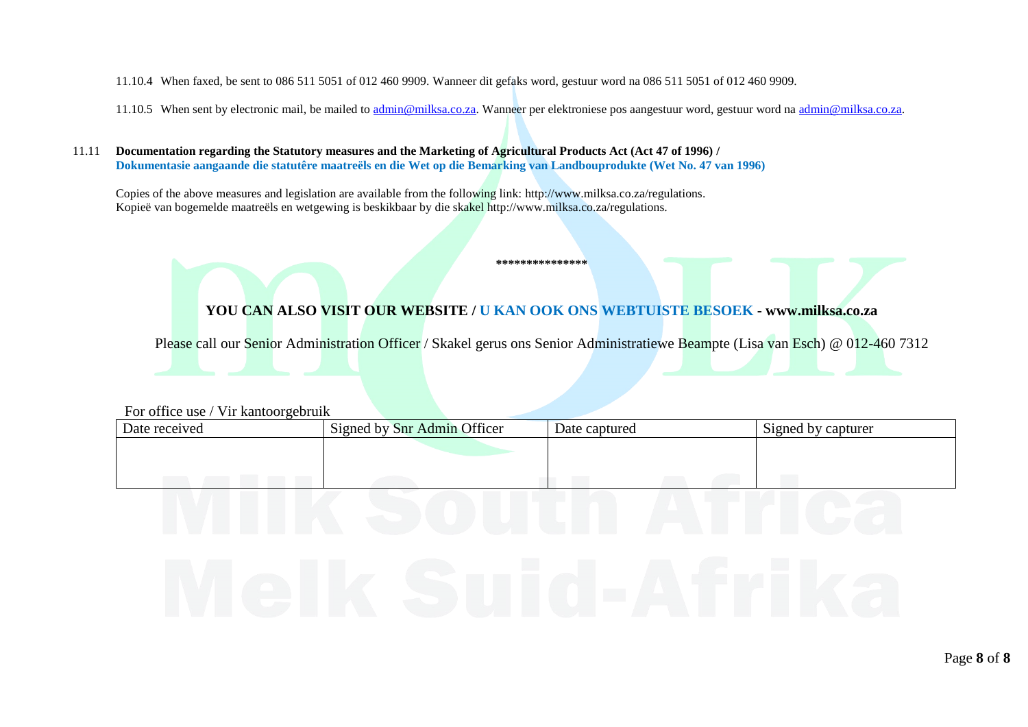11.10.4 When faxed, be sent to 086 511 5051 of 012 460 9909. Wanneer dit gefaks word, gestuur word na 086 511 5051 of 012 460 9909.

11.10.5 When sent by electronic mail, be mailed to admin@milksa.co.za. Wanneer per elektroniese pos aangestuur word, gestuur word na admin@milksa.co.za.

11.11 **Documentation regarding the Statutory measures and the Marketing of Agricultural Products Act (Act 47 of 1996) /**
**Dokumentasie aangaande die statutêre maatreëls en die Wet op die Bemarking van Landbouprodukte (Wet No. 47 van 1996)**

Copies of the above measures and legislation are available from the following link: http://www.milksa.co.za/regulations.
Kopieë van bogemelde maatreëls en wetgewing is beskikbaar by die skakel http://www.milksa.co.za/regulations.

***************

**YOU CAN ALSO VISIT OUR WEBSITE / U KAN OOK ONS WEBTUISTE BESOEK - www.milksa.co.za**

Please call our Senior Administration Officer / Skakel gerus ons Senior Administratiewe Beampte (Lisa van Esch) @ 012-460 7312

For office use / Vir kantoorgebruik

| Date received | Signed by Snr Admin Officer | Date captured | Signed by capturer |
|---|---|---|---|
| | | | |